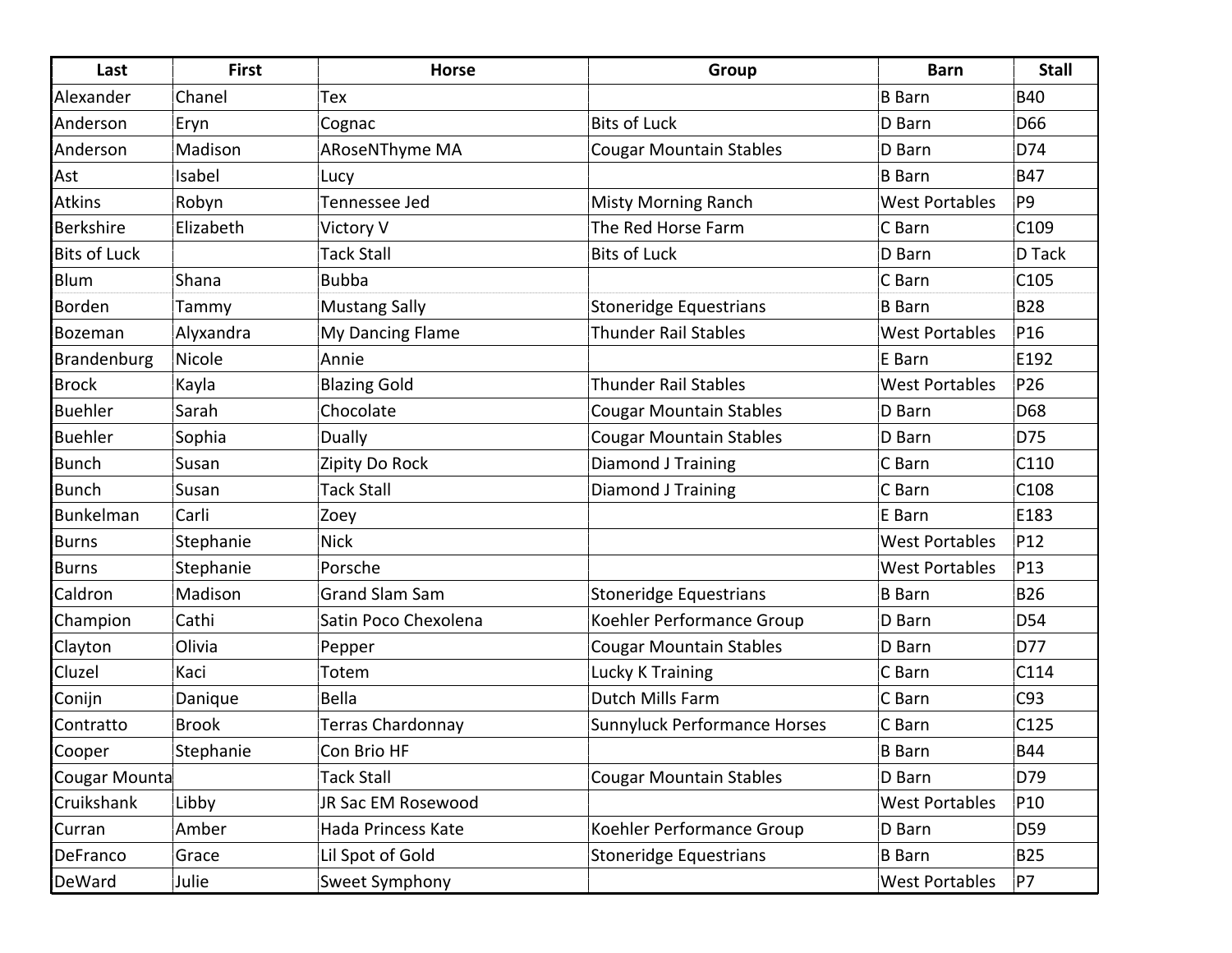| Last | First | Horse | Group | Barn | Stall |
|---|---|---|---|---|---|
| Alexander | Chanel | Tex | | B Barn | B40 |
| Anderson | Eryn | Cognac | Bits of Luck | D Barn | D66 |
| Anderson | Madison | ARoseNThyme MA | Cougar Mountain Stables | D Barn | D74 |
| Ast | Isabel | Lucy | | B Barn | B47 |
| Atkins | Robyn | Tennessee Jed | Misty Morning Ranch | West Portables | P9 |
| Berkshire | Elizabeth | Victory V | The Red Horse Farm | C Barn | C109 |
| Bits of Luck | | Tack Stall | Bits of Luck | D Barn | D Tack |
| Blum | Shana | Bubba | | C Barn | C105 |
| Borden | Tammy | Mustang Sally | Stoneridge Equestrians | B Barn | B28 |
| Bozeman | Alyxandra | My Dancing Flame | Thunder Rail Stables | West Portables | P16 |
| Brandenburg | Nicole | Annie | | E Barn | E192 |
| Brock | Kayla | Blazing Gold | Thunder Rail Stables | West Portables | P26 |
| Buehler | Sarah | Chocolate | Cougar Mountain Stables | D Barn | D68 |
| Buehler | Sophia | Dually | Cougar Mountain Stables | D Barn | D75 |
| Bunch | Susan | Zipity Do Rock | Diamond J Training | C Barn | C110 |
| Bunch | Susan | Tack Stall | Diamond J Training | C Barn | C108 |
| Bunkelman | Carli | Zoey | | E Barn | E183 |
| Burns | Stephanie | Nick | | West Portables | P12 |
| Burns | Stephanie | Porsche | | West Portables | P13 |
| Caldron | Madison | Grand Slam Sam | Stoneridge Equestrians | B Barn | B26 |
| Champion | Cathi | Satin Poco Chexolena | Koehler Performance Group | D Barn | D54 |
| Clayton | Olivia | Pepper | Cougar Mountain Stables | D Barn | D77 |
| Cluzel | Kaci | Totem | Lucky K Training | C Barn | C114 |
| Conijn | Danique | Bella | Dutch Mills Farm | C Barn | C93 |
| Contratto | Brook | Terras Chardonnay | Sunnyluck Performance Horses | C Barn | C125 |
| Cooper | Stephanie | Con Brio HF | | B Barn | B44 |
| Cougar Mounta | | Tack Stall | Cougar Mountain Stables | D Barn | D79 |
| Cruikshank | Libby | JR Sac EM Rosewood | | West Portables | P10 |
| Curran | Amber | Hada Princess Kate | Koehler Performance Group | D Barn | D59 |
| DeFranco | Grace | Lil Spot of Gold | Stoneridge Equestrians | B Barn | B25 |
| DeWard | Julie | Sweet Symphony | | West Portables | P7 |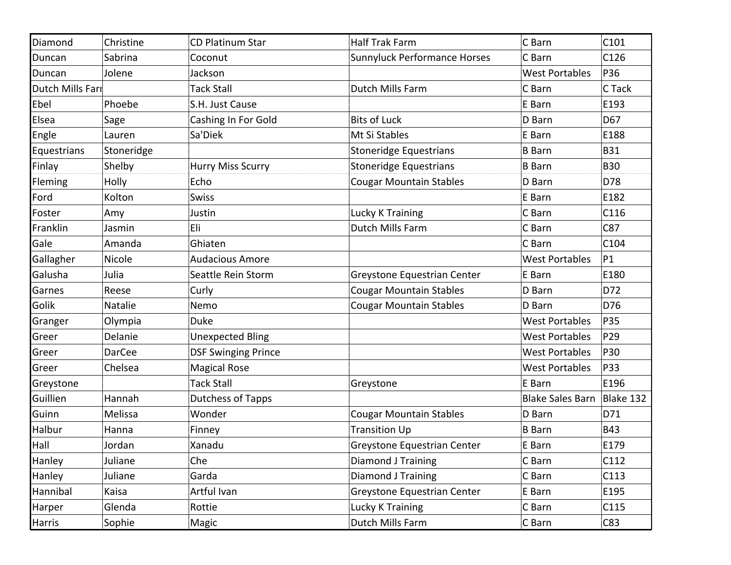| | | | | | |
|---|---|---|---|---|---|
| Diamond | Christine | CD Platinum Star | Half Trak Farm | C Barn | C101 |
| Duncan | Sabrina | Coconut | Sunnyluck Performance Horses | C Barn | C126 |
| Duncan | Jolene | Jackson | | West Portables | P36 |
| Dutch Mills Farr | | Tack Stall | Dutch Mills Farm | C Barn | C Tack |
| Ebel | Phoebe | S.H. Just Cause | | E Barn | E193 |
| Elsea | Sage | Cashing In For Gold | Bits of Luck | D Barn | D67 |
| Engle | Lauren | Sa'Diek | Mt Si Stables | E Barn | E188 |
| Equestrians | Stoneridge | | Stoneridge Equestrians | B Barn | B31 |
| Finlay | Shelby | Hurry Miss Scurry | Stoneridge Equestrians | B Barn | B30 |
| Fleming | Holly | Echo | Cougar Mountain Stables | D Barn | D78 |
| Ford | Kolton | Swiss | | E Barn | E182 |
| Foster | Amy | Justin | Lucky K Training | C Barn | C116 |
| Franklin | Jasmin | Eli | Dutch Mills Farm | C Barn | C87 |
| Gale | Amanda | Ghiaten | | C Barn | C104 |
| Gallagher | Nicole | Audacious Amore | | West Portables | P1 |
| Galusha | Julia | Seattle Rein Storm | Greystone Equestrian Center | E Barn | E180 |
| Garnes | Reese | Curly | Cougar Mountain Stables | D Barn | D72 |
| Golik | Natalie | Nemo | Cougar Mountain Stables | D Barn | D76 |
| Granger | Olympia | Duke | | West Portables | P35 |
| Greer | Delanie | Unexpected Bling | | West Portables | P29 |
| Greer | DarCee | DSF Swinging Prince | | West Portables | P30 |
| Greer | Chelsea | Magical Rose | | West Portables | P33 |
| Greystone | | Tack Stall | Greystone | E Barn | E196 |
| Guillien | Hannah | Dutchess of Tapps | | Blake Sales Barn | Blake 132 |
| Guinn | Melissa | Wonder | Cougar Mountain Stables | D Barn | D71 |
| Halbur | Hanna | Finney | Transition Up | B Barn | B43 |
| Hall | Jordan | Xanadu | Greystone Equestrian Center | E Barn | E179 |
| Hanley | Juliane | Che | Diamond J Training | C Barn | C112 |
| Hanley | Juliane | Garda | Diamond J Training | C Barn | C113 |
| Hannibal | Kaisa | Artful Ivan | Greystone Equestrian Center | E Barn | E195 |
| Harper | Glenda | Rottie | Lucky K Training | C Barn | C115 |
| Harris | Sophie | Magic | Dutch Mills Farm | C Barn | C83 |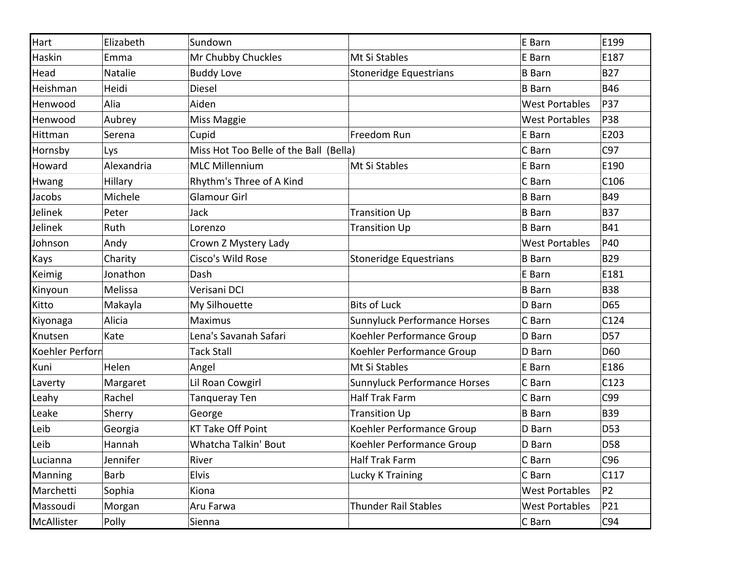| | | | | | |
|---|---|---|---|---|---|
| Hart | Elizabeth | Sundown | | E Barn | E199 |
| Haskin | Emma | Mr Chubby Chuckles | Mt Si Stables | E Barn | E187 |
| Head | Natalie | Buddy Love | Stoneridge Equestrians | B Barn | B27 |
| Heishman | Heidi | Diesel | | B Barn | B46 |
| Henwood | Alia | Aiden | | West Portables | P37 |
| Henwood | Aubrey | Miss Maggie | | West Portables | P38 |
| Hittman | Serena | Cupid | Freedom Run | E Barn | E203 |
| Hornsby | Lys | Miss Hot Too Belle of the Ball (Bella) | | C Barn | C97 |
| Howard | Alexandria | MLC Millennium | Mt Si Stables | E Barn | E190 |
| Hwang | Hillary | Rhythm's Three of A Kind | | C Barn | C106 |
| Jacobs | Michele | Glamour Girl | | B Barn | B49 |
| Jelinek | Peter | Jack | Transition Up | B Barn | B37 |
| Jelinek | Ruth | Lorenzo | Transition Up | B Barn | B41 |
| Johnson | Andy | Crown Z Mystery Lady | | West Portables | P40 |
| Kays | Charity | Cisco's Wild Rose | Stoneridge Equestrians | B Barn | B29 |
| Keimig | Jonathon | Dash | | E Barn | E181 |
| Kinyoun | Melissa | Verisani DCI | | B Barn | B38 |
| Kitto | Makayla | My Silhouette | Bits of Luck | D Barn | D65 |
| Kiyonaga | Alicia | Maximus | Sunnyluck Performance Horses | C Barn | C124 |
| Knutsen | Kate | Lena's Savanah Safari | Koehler Performance Group | D Barn | D57 |
| Koehler Perforn | | Tack Stall | Koehler Performance Group | D Barn | D60 |
| Kuni | Helen | Angel | Mt Si Stables | E Barn | E186 |
| Laverty | Margaret | Lil Roan Cowgirl | Sunnyluck Performance Horses | C Barn | C123 |
| Leahy | Rachel | Tanqueray Ten | Half Trak Farm | C Barn | C99 |
| Leake | Sherry | George | Transition Up | B Barn | B39 |
| Leib | Georgia | KT Take Off Point | Koehler Performance Group | D Barn | D53 |
| Leib | Hannah | Whatcha Talkin' Bout | Koehler Performance Group | D Barn | D58 |
| Lucianna | Jennifer | River | Half Trak Farm | C Barn | C96 |
| Manning | Barb | Elvis | Lucky K Training | C Barn | C117 |
| Marchetti | Sophia | Kiona | | West Portables | P2 |
| Massoudi | Morgan | Aru Farwa | Thunder Rail Stables | West Portables | P21 |
| McAllister | Polly | Sienna | | C Barn | C94 |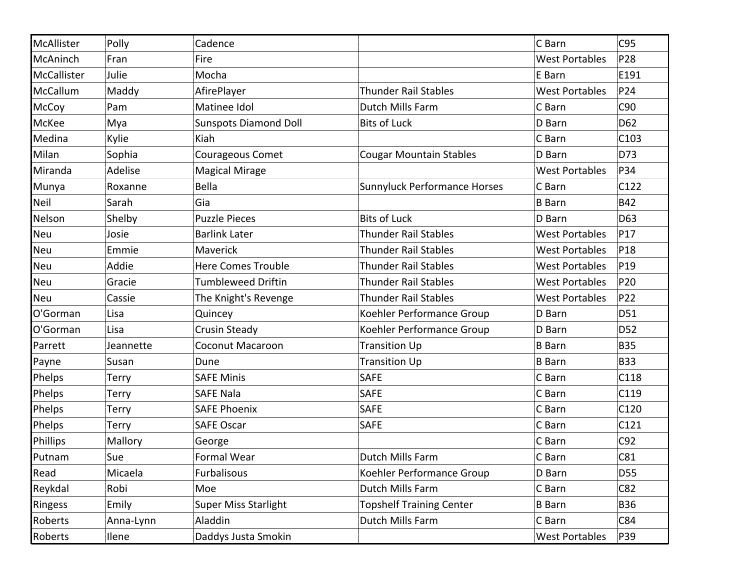| McAllister | Polly | Cadence | | C Barn | C95 |
|---|---|---|---|---|---|
| McAninch | Fran | Fire | | West Portables | P28 |
| McCallister | Julie | Mocha | | E Barn | E191 |
| McCallum | Maddy | AfirePlayer | Thunder Rail Stables | West Portables | P24 |
| McCoy | Pam | Matinee Idol | Dutch Mills Farm | C Barn | C90 |
| McKee | Mya | Sunspots Diamond Doll | Bits of Luck | D Barn | D62 |
| Medina | Kylie | Kiah | | C Barn | C103 |
| Milan | Sophia | Courageous Comet | Cougar Mountain Stables | D Barn | D73 |
| Miranda | Adelise | Magical Mirage | | West Portables | P34 |
| Munya | Roxanne | Bella | Sunnyluck Performance Horses | C Barn | C122 |
| Neil | Sarah | Gia | | B Barn | B42 |
| Nelson | Shelby | Puzzle Pieces | Bits of Luck | D Barn | D63 |
| Neu | Josie | Barlink Later | Thunder Rail Stables | West Portables | P17 |
| Neu | Emmie | Maverick | Thunder Rail Stables | West Portables | P18 |
| Neu | Addie | Here Comes Trouble | Thunder Rail Stables | West Portables | P19 |
| Neu | Gracie | Tumbleweed Driftin | Thunder Rail Stables | West Portables | P20 |
| Neu | Cassie | The Knight's Revenge | Thunder Rail Stables | West Portables | P22 |
| O'Gorman | Lisa | Quincey | Koehler Performance Group | D Barn | D51 |
| O'Gorman | Lisa | Crusin Steady | Koehler Performance Group | D Barn | D52 |
| Parrett | Jeannette | Coconut Macaroon | Transition Up | B Barn | B35 |
| Payne | Susan | Dune | Transition Up | B Barn | B33 |
| Phelps | Terry | SAFE Minis | SAFE | C Barn | C118 |
| Phelps | Terry | SAFE Nala | SAFE | C Barn | C119 |
| Phelps | Terry | SAFE Phoenix | SAFE | C Barn | C120 |
| Phelps | Terry | SAFE Oscar | SAFE | C Barn | C121 |
| Phillips | Mallory | George | | C Barn | C92 |
| Putnam | Sue | Formal Wear | Dutch Mills Farm | C Barn | C81 |
| Read | Micaela | Furbalisous | Koehler Performance Group | D Barn | D55 |
| Reykdal | Robi | Moe | Dutch Mills Farm | C Barn | C82 |
| Ringess | Emily | Super Miss Starlight | Topshelf Training Center | B Barn | B36 |
| Roberts | Anna-Lynn | Aladdin | Dutch Mills Farm | C Barn | C84 |
| Roberts | Ilene | Daddys Justa Smokin | | West Portables | P39 |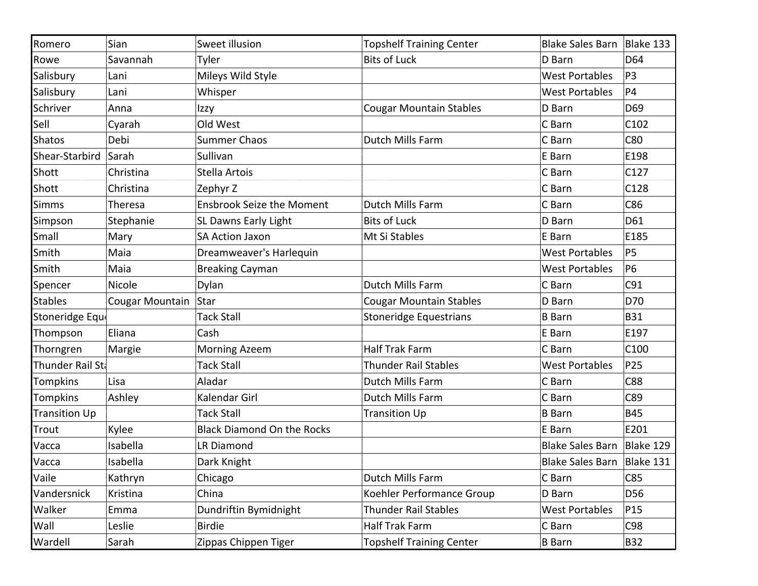| Romero | Sian | Sweet illusion | Topshelf Training Center | Blake Sales Barn | Blake 133 |
|---|---|---|---|---|---|
| Rowe | Savannah | Tyler | Bits of Luck | D Barn | D64 |
| Salisbury | Lani | Mileys Wild Style | | West Portables | P3 |
| Salisbury | Lani | Whisper | | West Portables | P4 |
| Schriver | Anna | Izzy | Cougar Mountain Stables | D Barn | D69 |
| Sell | Cyarah | Old West | | C Barn | C102 |
| Shatos | Debi | Summer Chaos | Dutch Mills Farm | C Barn | C80 |
| Shear-Starbird | Sarah | Sullivan | | E Barn | E198 |
| Shott | Christina | Stella Artois | | C Barn | C127 |
| Shott | Christina | Zephyr Z | | C Barn | C128 |
| Simms | Theresa | Ensbrook Seize the Moment | Dutch Mills Farm | C Barn | C86 |
| Simpson | Stephanie | SL Dawns Early Light | Bits of Luck | D Barn | D61 |
| Small | Mary | SA Action Jaxon | Mt Si Stables | E Barn | E185 |
| Smith | Maia | Dreamweaver's Harlequin | | West Portables | P5 |
| Smith | Maia | Breaking Cayman | | West Portables | P6 |
| Spencer | Nicole | Dylan | Dutch Mills Farm | C Barn | C91 |
| Stables | Cougar Mountain | Star | Cougar Mountain Stables | D Barn | D70 |
| Stoneridge Equ | | Tack Stall | Stoneridge Equestrians | B Barn | B31 |
| Thompson | Eliana | Cash | | E Barn | E197 |
| Thorngren | Margie | Morning Azeem | Half Trak Farm | C Barn | C100 |
| Thunder Rail St | | Tack Stall | Thunder Rail Stables | West Portables | P25 |
| Tompkins | Lisa | Aladar | Dutch Mills Farm | C Barn | C88 |
| Tompkins | Ashley | Kalendar Girl | Dutch Mills Farm | C Barn | C89 |
| Transition Up | | Tack Stall | Transition Up | B Barn | B45 |
| Trout | Kylee | Black Diamond On the Rocks | | E Barn | E201 |
| Vacca | Isabella | LR Diamond | | Blake Sales Barn | Blake 129 |
| Vacca | Isabella | Dark Knight | | Blake Sales Barn | Blake 131 |
| Vaile | Kathryn | Chicago | Dutch Mills Farm | C Barn | C85 |
| Vandersnick | Kristina | China | Koehler Performance Group | D Barn | D56 |
| Walker | Emma | Dundriftin Bymidnight | Thunder Rail Stables | West Portables | P15 |
| Wall | Leslie | Birdie | Half Trak Farm | C Barn | C98 |
| Wardell | Sarah | Zippas Chippen Tiger | Topshelf Training Center | B Barn | B32 |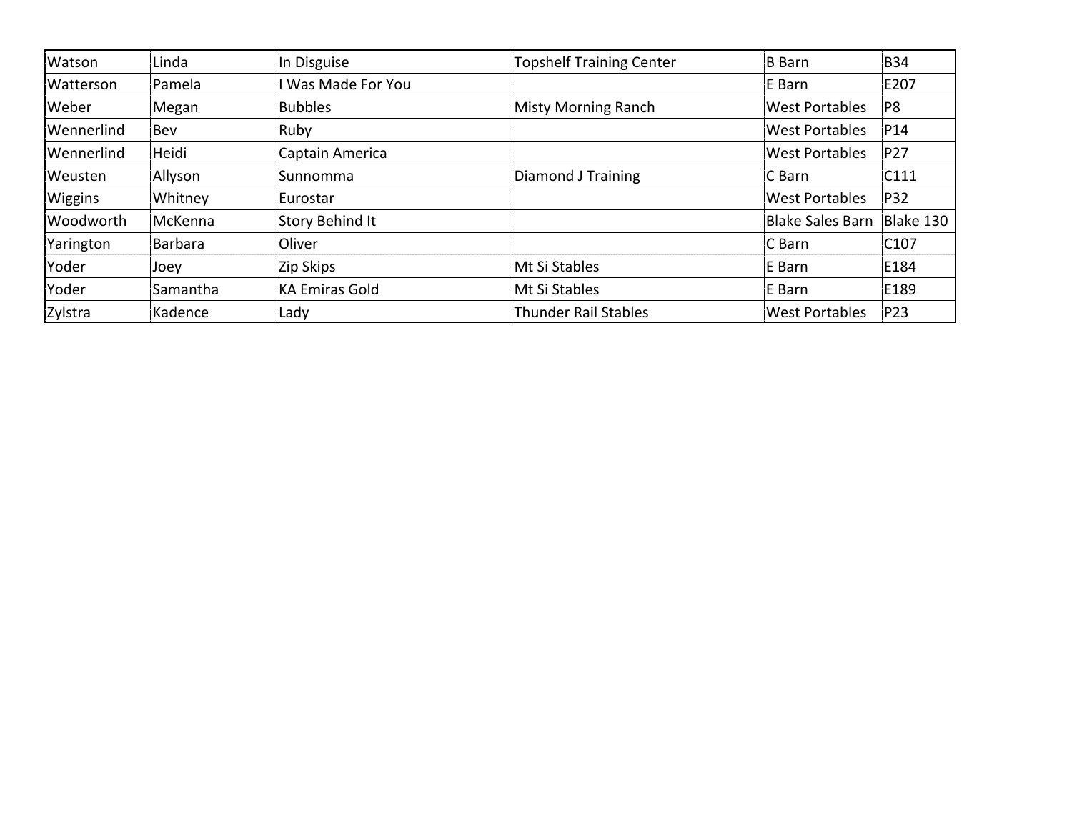| | | | | | |
|---|---|---|---|---|---|
| Watson | Linda | In Disguise | Topshelf Training Center | B Barn | B34 |
| Watterson | Pamela | I Was Made For You | | E Barn | E207 |
| Weber | Megan | Bubbles | Misty Morning Ranch | West Portables | P8 |
| Wennerlind | Bev | Ruby | | West Portables | P14 |
| Wennerlind | Heidi | Captain America | | West Portables | P27 |
| Weusten | Allyson | Sunnomma | Diamond J Training | C Barn | C111 |
| Wiggins | Whitney | Eurostar | | West Portables | P32 |
| Woodworth | McKenna | Story Behind It | | Blake Sales Barn | Blake 130 |
| Yarington | Barbara | Oliver | | C Barn | C107 |
| Yoder | Joey | Zip Skips | Mt Si Stables | E Barn | E184 |
| Yoder | Samantha | KA Emiras Gold | Mt Si Stables | E Barn | E189 |
| Zylstra | Kadence | Lady | Thunder Rail Stables | West Portables | P23 |